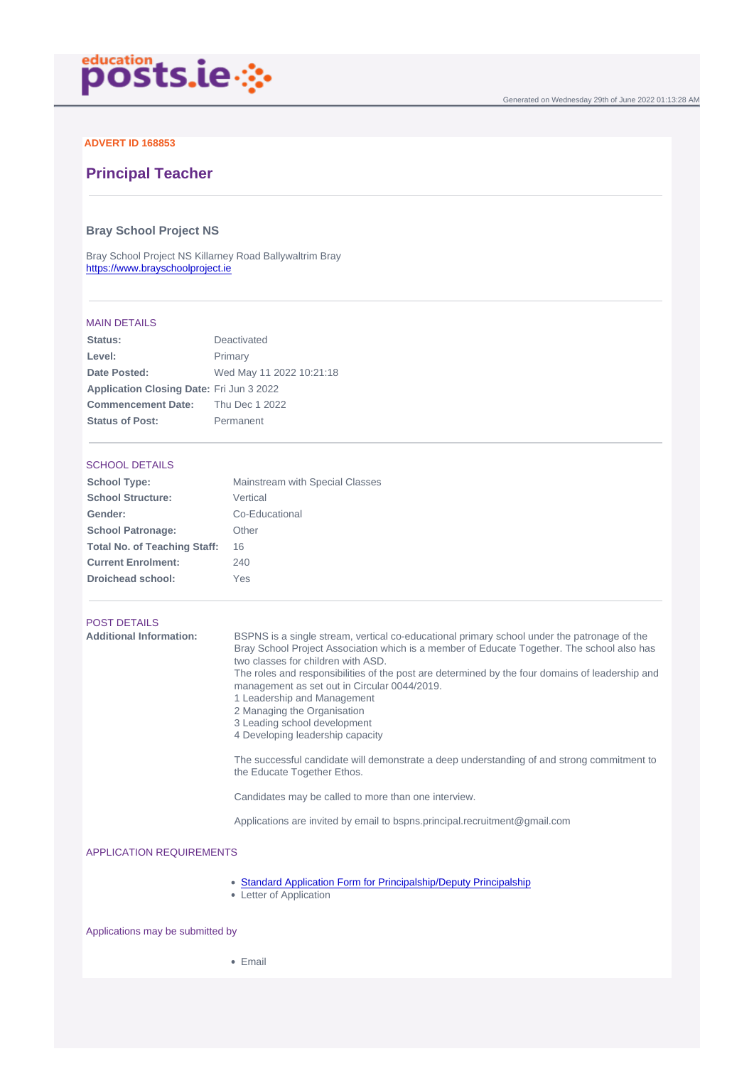Generated on Wednesday 29th of June 2022 01:13:28 AM

**ADVERT ID 168853**

# Principal Teacher

## Bray School Project NS

Bray School Project NS Killarney Road Ballywaltrim Bray
https://www.brayschoolproject.ie

### MAIN DETAILS

| | |
|---|---|
| **Status:** | Deactivated |
| **Level:** | Primary |
| **Date Posted:** | Wed May 11 2022 10:21:18 |
| **Application Closing Date:** | Fri Jun 3 2022 |
| **Commencement Date:** | Thu Dec 1 2022 |
| **Status of Post:** | Permanent |

### SCHOOL DETAILS

| | |
|---|---|
| **School Type:** | Mainstream with Special Classes |
| **School Structure:** | Vertical |
| **Gender:** | Co-Educational |
| **School Patronage:** | Other |
| **Total No. of Teaching Staff:** | 16 |
| **Current Enrolment:** | 240 |
| **Droichead school:** | Yes |

### POST DETAILS

**Additional Information:**

BSPNS is a single stream, vertical co-educational primary school under the patronage of the Bray School Project Association which is a member of Educate Together. The school also has two classes for children with ASD.
The roles and responsibilities of the post are determined by the four domains of leadership and management as set out in Circular 0044/2019.
1 Leadership and Management
2 Managing the Organisation
3 Leading school development
4 Developing leadership capacity

The successful candidate will demonstrate a deep understanding of and strong commitment to the Educate Together Ethos.

Candidates may be called to more than one interview.

Applications are invited by email to bspns.principal.recruitment@gmail.com

### APPLICATION REQUIREMENTS

- Standard Application Form for Principalship/Deputy Principalship
- Letter of Application

### Applications may be submitted by

- Email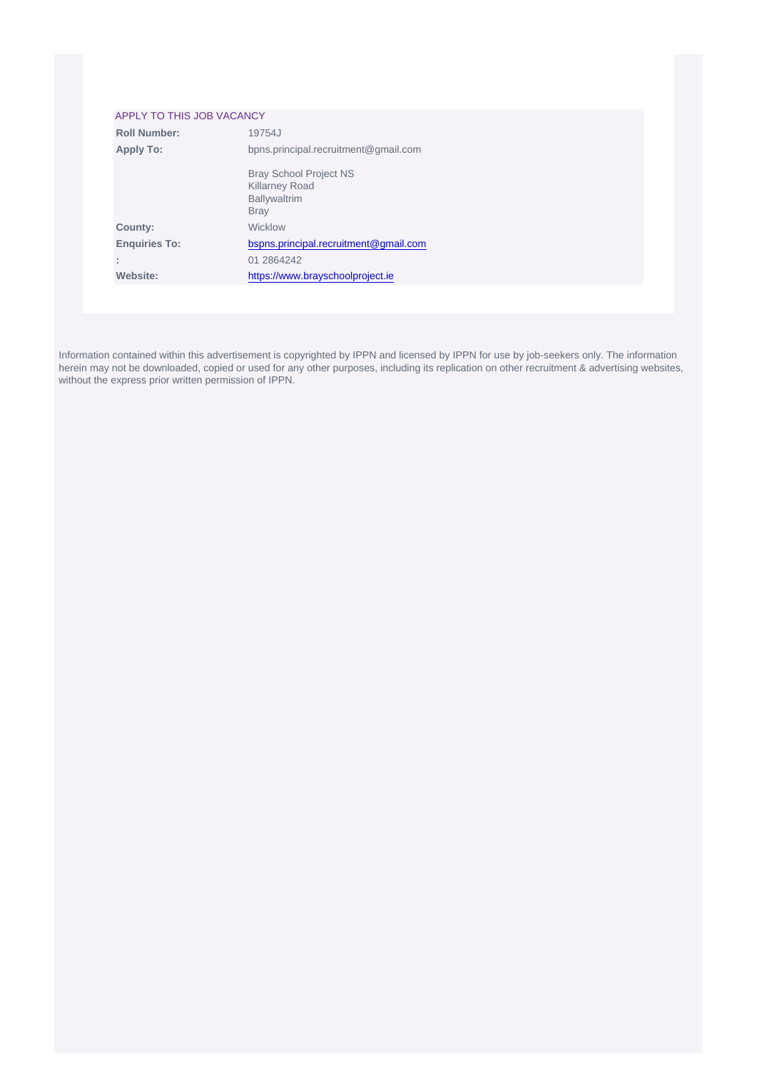APPLY TO THIS JOB VACANCY

| | |
|---|---|
| **Roll Number:** | 19754J |
| **Apply To:** | bpns.principal.recruitment@gmail.com<br><br>Bray School Project NS<br>Killarney Road<br>Ballywaltrim<br>Bray |
| **County:** | Wicklow |
| **Enquiries To:** | bspns.principal.recruitment@gmail.com |
| **:** | 01 2864242 |
| **Website:** | https://www.brayschoolproject.ie |

Information contained within this advertisement is copyrighted by IPPN and licensed by IPPN for use by job-seekers only. The information herein may not be downloaded, copied or used for any other purposes, including its replication on other recruitment & advertising websites, without the express prior written permission of IPPN.